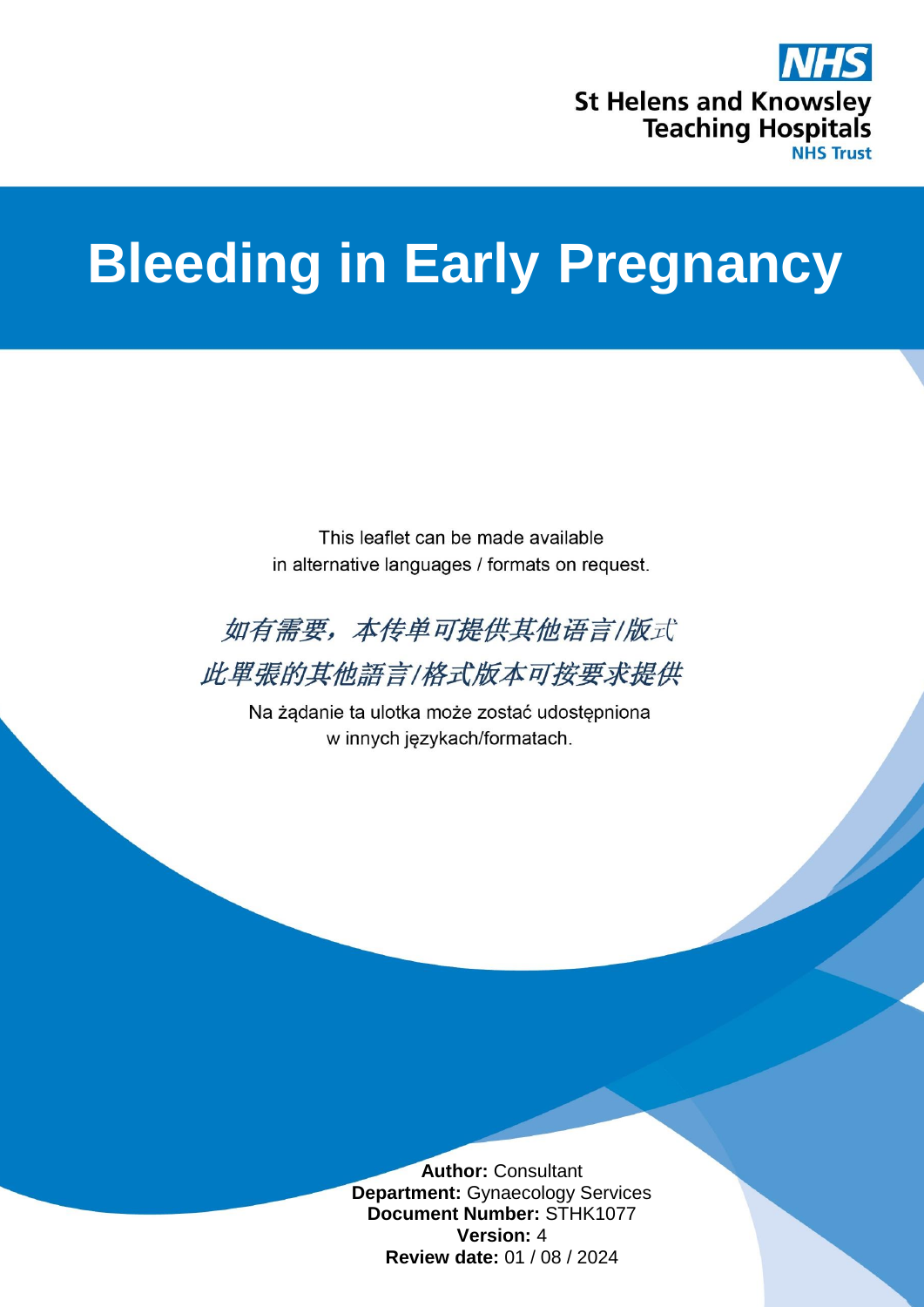St Helens and Knowsley Teaching Hospitals NHS Trust

# Bleeding in Early Pregnancy

This leaflet can be made available in alternative languages / formats on request.

如有需要，本传单可提供其他语言/版式

此單張的其他語言/格式版本可按要求提供

Na żądanie ta ulotka może zostać udostępniona w innych językach/formatach.

**Author:** Consultant
**Department:** Gynaecology Services
**Document Number:** STHK1077
**Version:** 4
**Review date:** 01 / 08 / 2024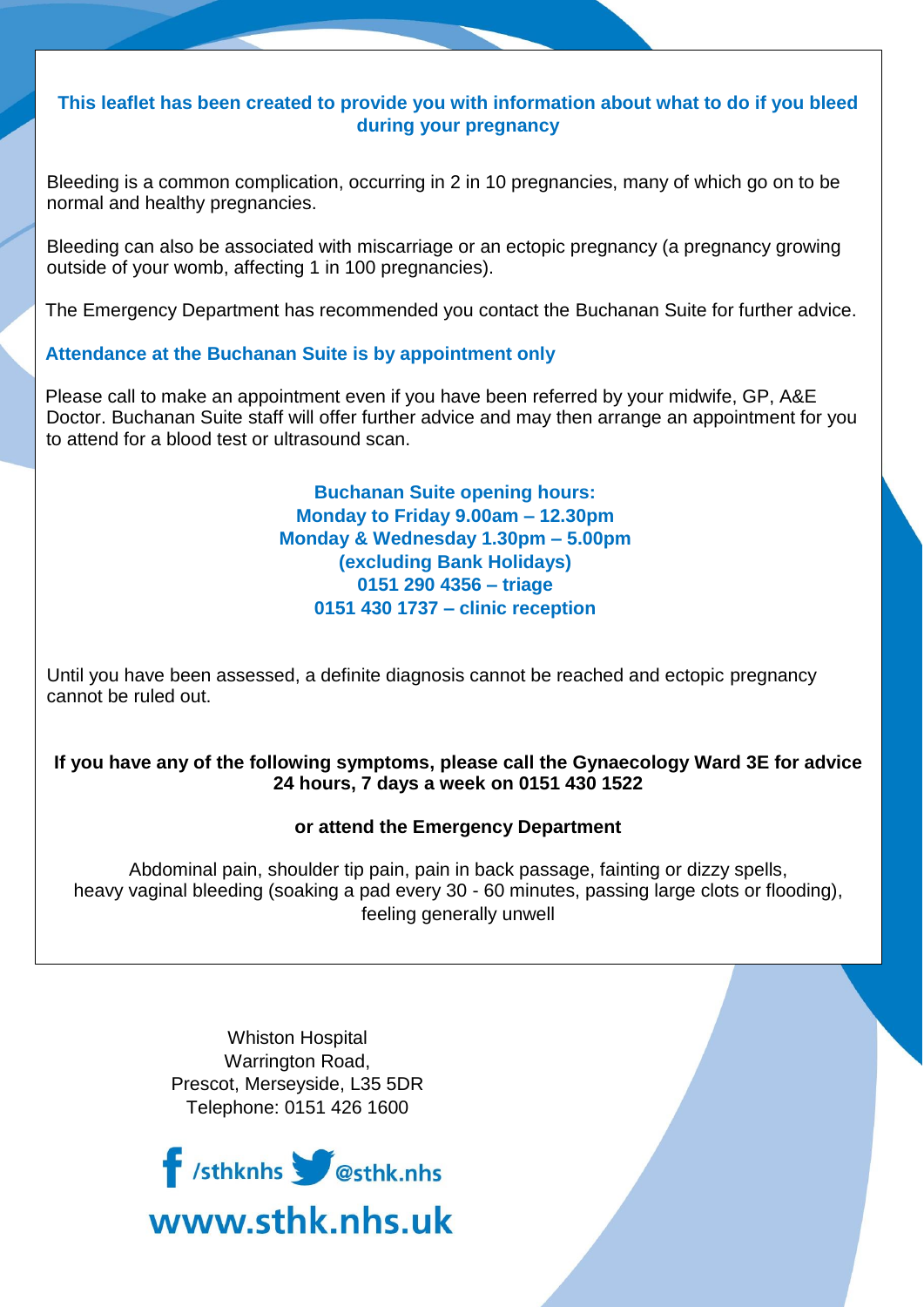**This leaflet has been created to provide you with information about what to do if you bleed during your pregnancy**

Bleeding is a common complication, occurring in 2 in 10 pregnancies, many of which go on to be normal and healthy pregnancies.

Bleeding can also be associated with miscarriage or an ectopic pregnancy (a pregnancy growing outside of your womb, affecting 1 in 100 pregnancies).

The Emergency Department has recommended you contact the Buchanan Suite for further advice.

**Attendance at the Buchanan Suite is by appointment only**

Please call to make an appointment even if you have been referred by your midwife, GP, A&E Doctor. Buchanan Suite staff will offer further advice and may then arrange an appointment for you to attend for a blood test or ultrasound scan.

**Buchanan Suite opening hours:**
**Monday to Friday 9.00am – 12.30pm**
**Monday & Wednesday 1.30pm – 5.00pm**
**(excluding Bank Holidays)**
**0151 290 4356 – triage**
**0151 430 1737 – clinic reception**

Until you have been assessed, a definite diagnosis cannot be reached and ectopic pregnancy cannot be ruled out.

**If you have any of the following symptoms, please call the Gynaecology Ward 3E for advice 24 hours, 7 days a week on 0151 430 1522**

**or attend the Emergency Department**

Abdominal pain, shoulder tip pain, pain in back passage, fainting or dizzy spells, heavy vaginal bleeding (soaking a pad every 30 - 60 minutes, passing large clots or flooding), feeling generally unwell

Whiston Hospital
Warrington Road,
Prescot, Merseyside, L35 5DR
Telephone: 0151 426 1600

/sthknhs @sthk.nhs

www.sthk.nhs.uk